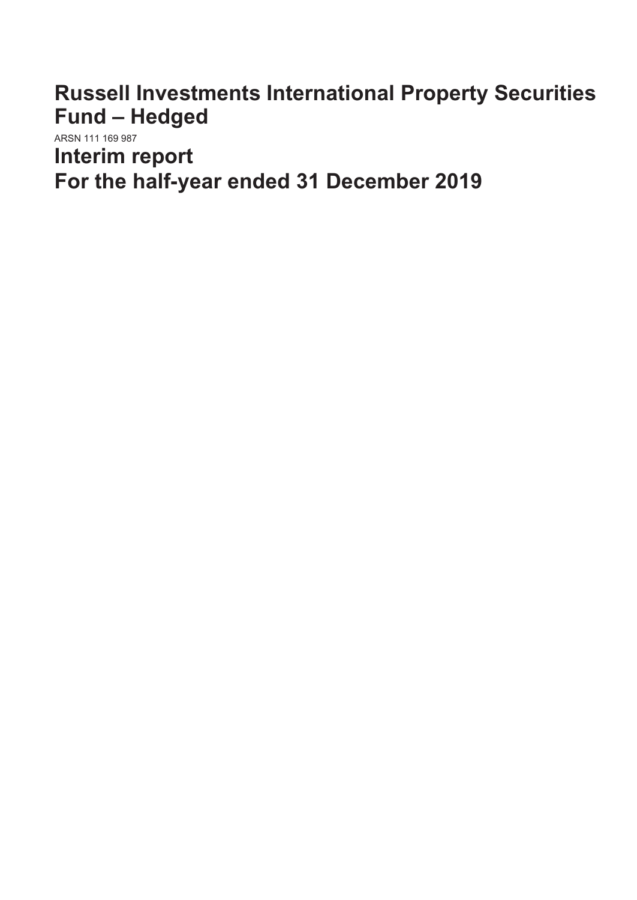# Russell Investments International Property Securities Fund – Hedged

ARSN 111 169 987

# Interim report

# For the half-year ended 31 December 2019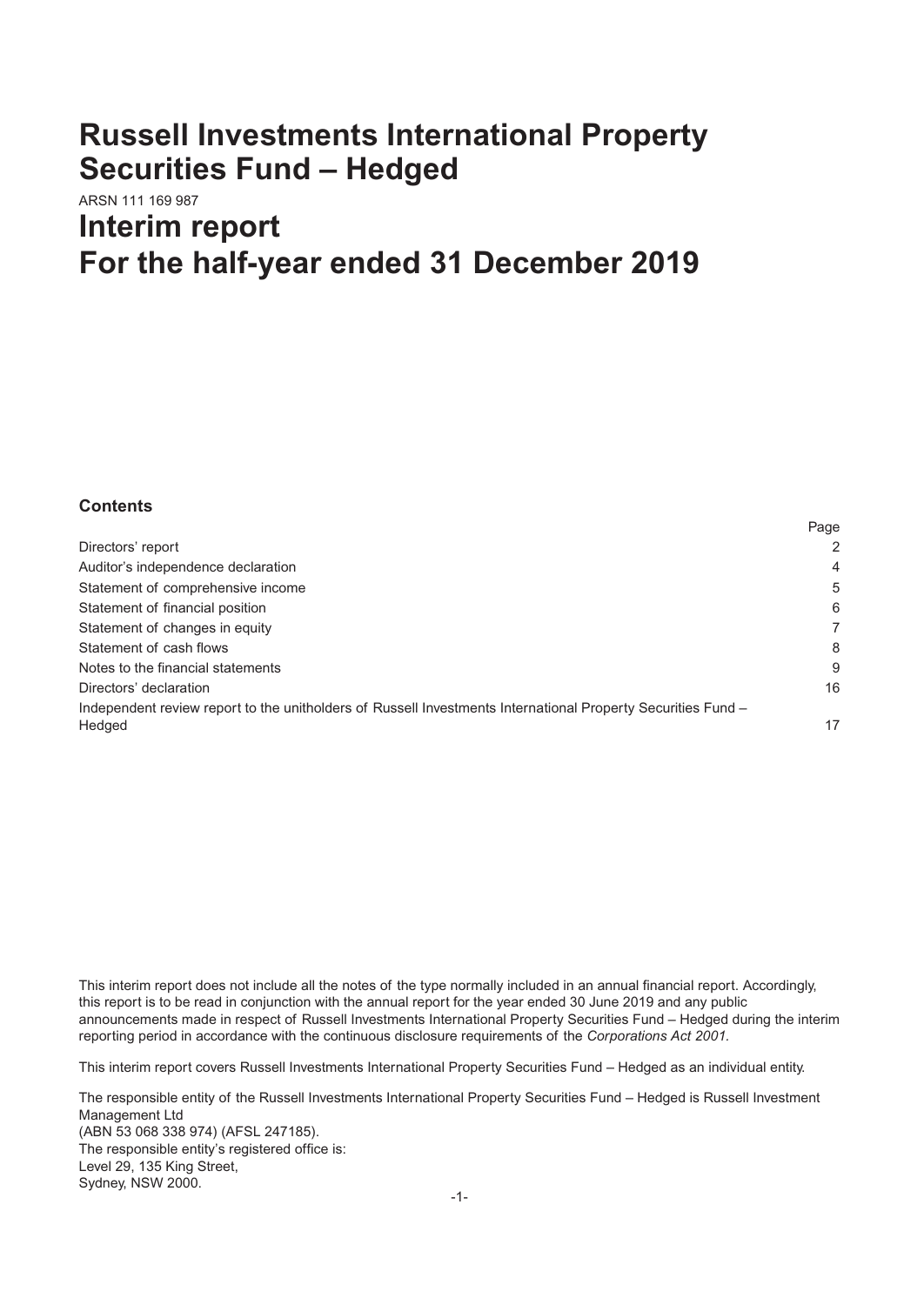# Russell Investments International Property Securities Fund – Hedged

ARSN 111 169 987

# Interim report
# For the half-year ended 31 December 2019

### Contents

| | Page |
|---|---|
| Directors' report | 2 |
| Auditor's independence declaration | 4 |
| Statement of comprehensive income | 5 |
| Statement of financial position | 6 |
| Statement of changes in equity | 7 |
| Statement of cash flows | 8 |
| Notes to the financial statements | 9 |
| Directors' declaration | 16 |
| Independent review report to the unitholders of Russell Investments International Property Securities Fund – Hedged | 17 |

This interim report does not include all the notes of the type normally included in an annual financial report. Accordingly, this report is to be read in conjunction with the annual report for the year ended 30 June 2019 and any public announcements made in respect of Russell Investments International Property Securities Fund – Hedged during the interim reporting period in accordance with the continuous disclosure requirements of the *Corporations Act 2001*.

This interim report covers Russell Investments International Property Securities Fund – Hedged as an individual entity.

The responsible entity of the Russell Investments International Property Securities Fund – Hedged is Russell Investment Management Ltd
(ABN 53 068 338 974) (AFSL 247185).
The responsible entity's registered office is:
Level 29, 135 King Street,
Sydney, NSW 2000.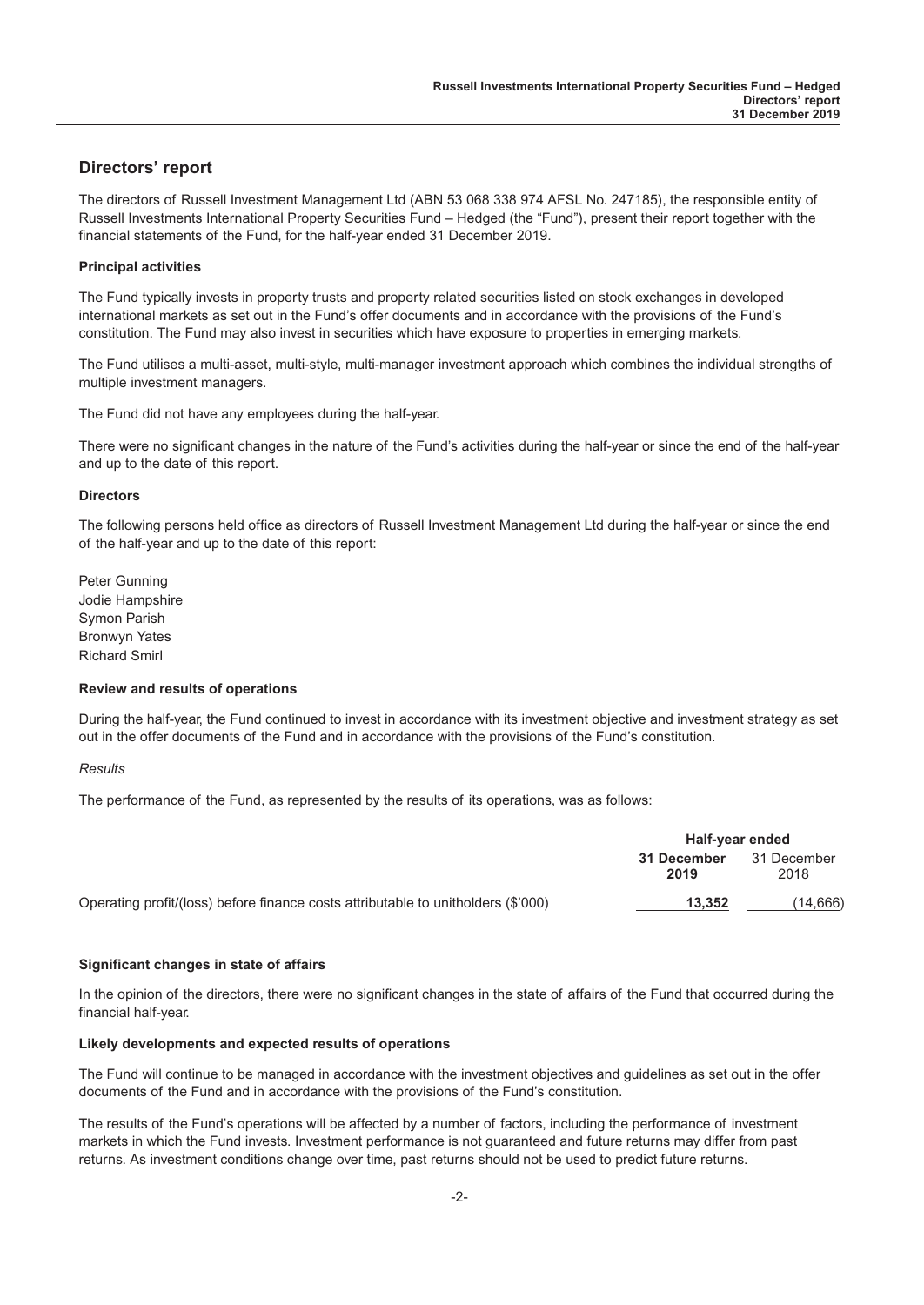## Directors' report

The directors of Russell Investment Management Ltd (ABN 53 068 338 974 AFSL No. 247185), the responsible entity of Russell Investments International Property Securities Fund – Hedged (the "Fund"), present their report together with the financial statements of the Fund, for the half-year ended 31 December 2019.

### Principal activities

The Fund typically invests in property trusts and property related securities listed on stock exchanges in developed international markets as set out in the Fund's offer documents and in accordance with the provisions of the Fund's constitution. The Fund may also invest in securities which have exposure to properties in emerging markets.

The Fund utilises a multi-asset, multi-style, multi-manager investment approach which combines the individual strengths of multiple investment managers.

The Fund did not have any employees during the half-year.

There were no significant changes in the nature of the Fund's activities during the half-year or since the end of the half-year and up to the date of this report.

### Directors

The following persons held office as directors of Russell Investment Management Ltd during the half-year or since the end of the half-year and up to the date of this report:

Peter Gunning
Jodie Hampshire
Symon Parish
Bronwyn Yates
Richard Smirl

### Review and results of operations

During the half-year, the Fund continued to invest in accordance with its investment objective and investment strategy as set out in the offer documents of the Fund and in accordance with the provisions of the Fund's constitution.

*Results*

The performance of the Fund, as represented by the results of its operations, was as follows:

| | Half-year ended | |
|---|---|---|
| | **31 December 2019** | 31 December 2018 |
| Operating profit/(loss) before finance costs attributable to unitholders ($'000) | **13,352** | (14,666) |

### Significant changes in state of affairs

In the opinion of the directors, there were no significant changes in the state of affairs of the Fund that occurred during the financial half-year.

### Likely developments and expected results of operations

The Fund will continue to be managed in accordance with the investment objectives and guidelines as set out in the offer documents of the Fund and in accordance with the provisions of the Fund's constitution.

The results of the Fund's operations will be affected by a number of factors, including the performance of investment markets in which the Fund invests. Investment performance is not guaranteed and future returns may differ from past returns. As investment conditions change over time, past returns should not be used to predict future returns.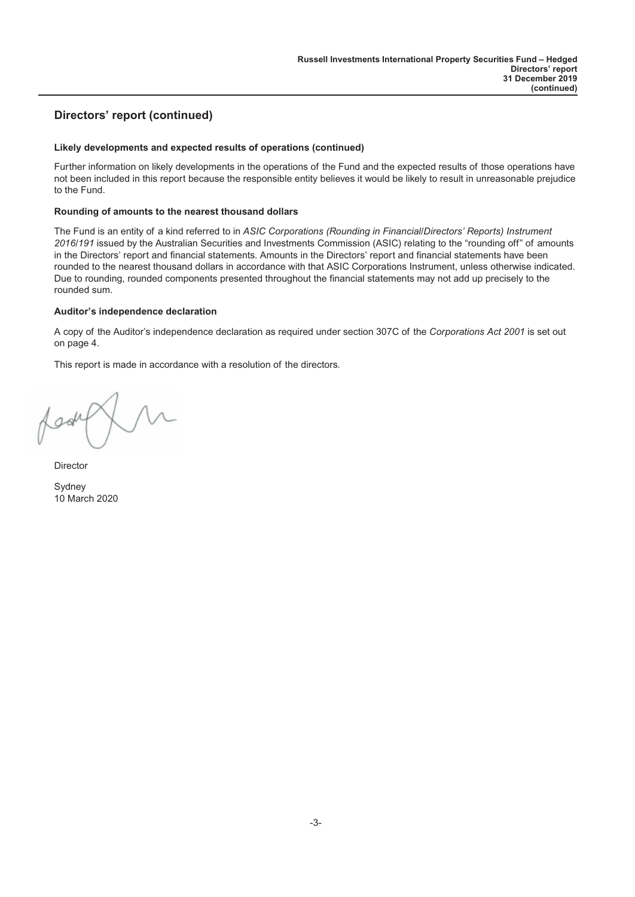## Directors' report (continued)

### Likely developments and expected results of operations (continued)

Further information on likely developments in the operations of the Fund and the expected results of those operations have not been included in this report because the responsible entity believes it would be likely to result in unreasonable prejudice to the Fund.

### Rounding of amounts to the nearest thousand dollars

The Fund is an entity of a kind referred to in *ASIC Corporations (Rounding in Financial/Directors' Reports) Instrument 2016/191* issued by the Australian Securities and Investments Commission (ASIC) relating to the "rounding off" of amounts in the Directors' report and financial statements. Amounts in the Directors' report and financial statements have been rounded to the nearest thousand dollars in accordance with that ASIC Corporations Instrument, unless otherwise indicated. Due to rounding, rounded components presented throughout the financial statements may not add up precisely to the rounded sum.

### Auditor's independence declaration

A copy of the Auditor's independence declaration as required under section 307C of the *Corporations Act 2001* is set out on page 4.

This report is made in accordance with a resolution of the directors.

Director

Sydney
10 March 2020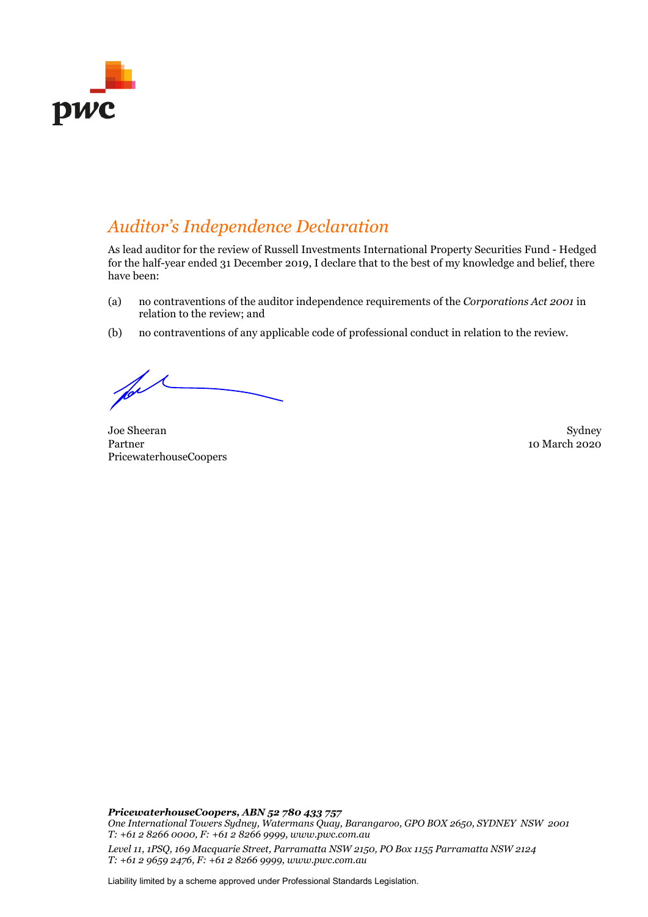## *Auditor's Independence Declaration*

As lead auditor for the review of Russell Investments International Property Securities Fund - Hedged for the half-year ended 31 December 2019, I declare that to the best of my knowledge and belief, there have been:

(a) no contraventions of the auditor independence requirements of the *Corporations Act 2001* in relation to the review; and

(b) no contraventions of any applicable code of professional conduct in relation to the review.

Joe Sheeran
Partner
PricewaterhouseCoopers

Sydney
10 March 2020

***PricewaterhouseCoopers, ABN 52 780 433 757***
*One International Towers Sydney, Watermans Quay, Barangaroo, GPO BOX 2650, SYDNEY NSW 2001*
*T: +61 2 8266 0000, F: +61 2 8266 9999, www.pwc.com.au*

*Level 11, 1PSQ, 169 Macquarie Street, Parramatta NSW 2150, PO Box 1155 Parramatta NSW 2124*
*T: +61 2 9659 2476, F: +61 2 8266 9999, www.pwc.com.au*

Liability limited by a scheme approved under Professional Standards Legislation.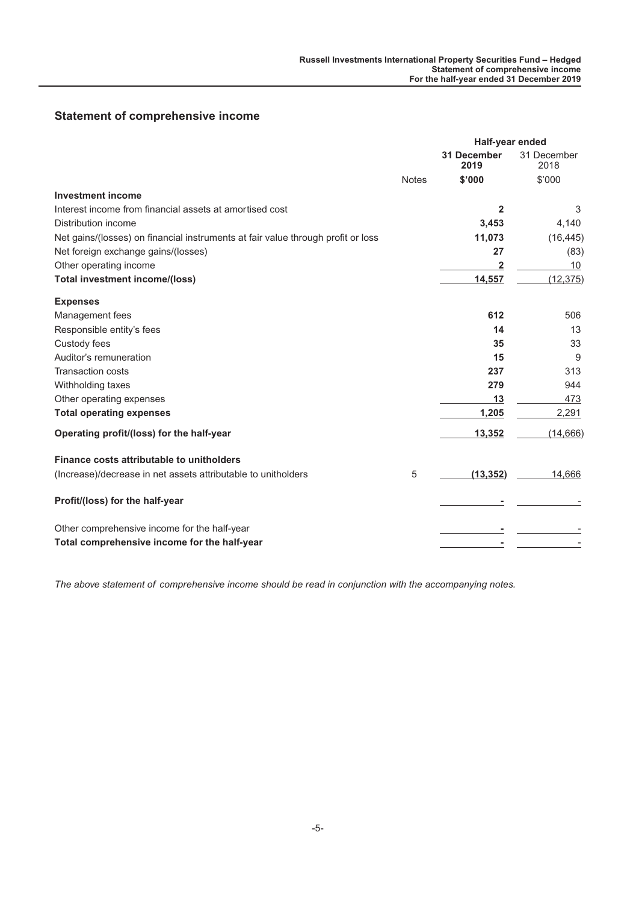## Statement of comprehensive income

| | | Half-year ended | |
|---|---|---|---|
| | | **31 December 2019** | 31 December 2018 |
| | Notes | **$'000** | $'000 |
| **Investment income** | | | |
| Interest income from financial assets at amortised cost | | **2** | 3 |
| Distribution income | | **3,453** | 4,140 |
| Net gains/(losses) on financial instruments at fair value through profit or loss | | **11,073** | (16,445) |
| Net foreign exchange gains/(losses) | | **27** | (83) |
| Other operating income | | **2** | 10 |
| **Total investment income/(loss)** | | **14,557** | (12,375) |
| **Expenses** | | | |
| Management fees | | **612** | 506 |
| Responsible entity's fees | | **14** | 13 |
| Custody fees | | **35** | 33 |
| Auditor's remuneration | | **15** | 9 |
| Transaction costs | | **237** | 313 |
| Withholding taxes | | **279** | 944 |
| Other operating expenses | | **13** | 473 |
| **Total operating expenses** | | **1,205** | 2,291 |
| **Operating profit/(loss) for the half-year** | | **13,352** | (14,666) |
| **Finance costs attributable to unitholders** | | | |
| (Increase)/decrease in net assets attributable to unitholders | 5 | **(13,352)** | 14,666 |
| **Profit/(loss) for the half-year** | | **-** | - |
| Other comprehensive income for the half-year | | **-** | - |
| **Total comprehensive income for the half-year** | | **-** | - |

*The above statement of comprehensive income should be read in conjunction with the accompanying notes.*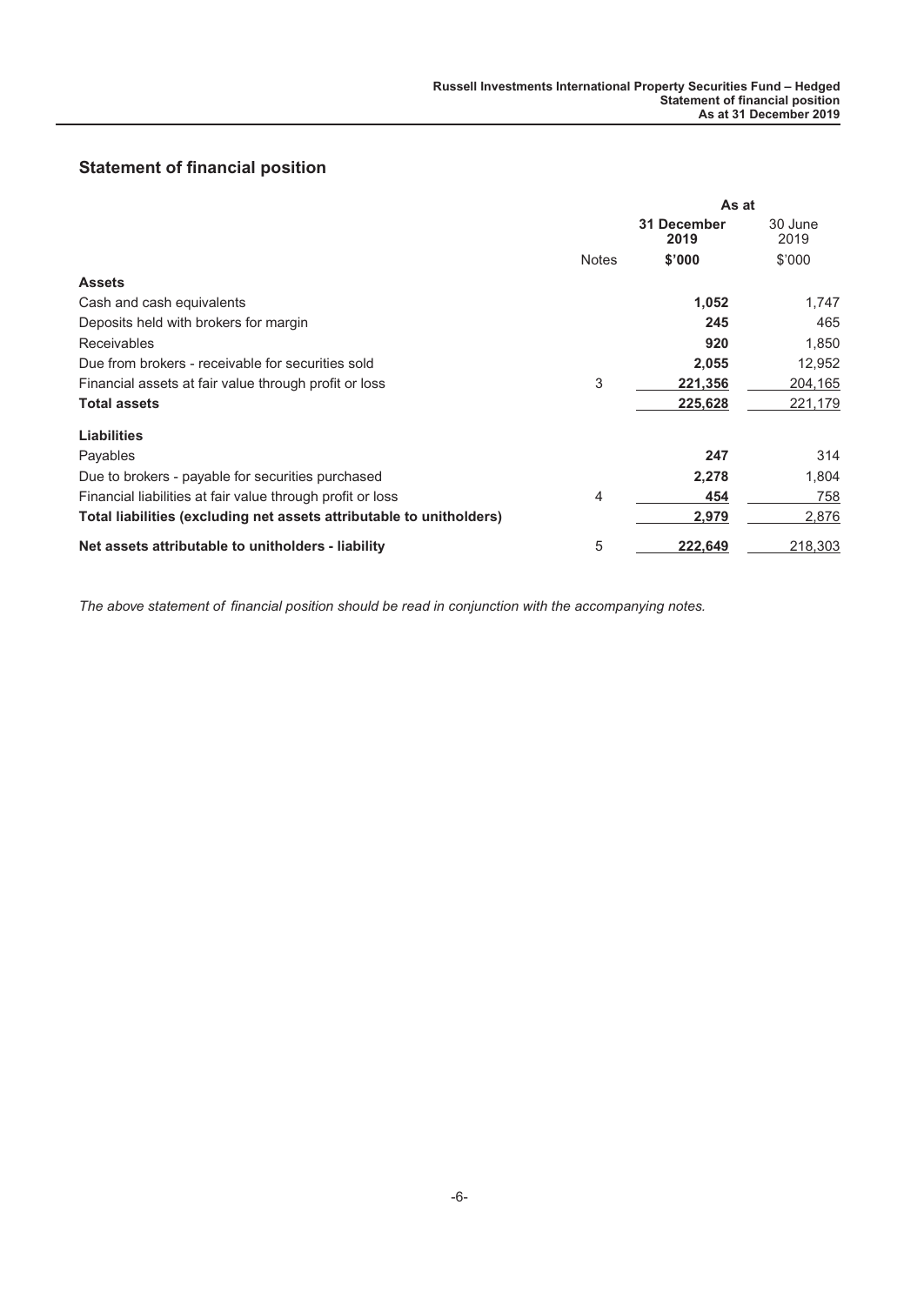## Statement of financial position

| | | As at | |
|---|---|---|---|
| | | **31 December 2019** | 30 June 2019 |
| | Notes | **$'000** | $'000 |
| **Assets** | | | |
| Cash and cash equivalents | | **1,052** | 1,747 |
| Deposits held with brokers for margin | | **245** | 465 |
| Receivables | | **920** | 1,850 |
| Due from brokers - receivable for securities sold | | **2,055** | 12,952 |
| Financial assets at fair value through profit or loss | 3 | **221,356** | 204,165 |
| **Total assets** | | **225,628** | 221,179 |
| **Liabilities** | | | |
| Payables | | **247** | 314 |
| Due to brokers - payable for securities purchased | | **2,278** | 1,804 |
| Financial liabilities at fair value through profit or loss | 4 | **454** | 758 |
| **Total liabilities (excluding net assets attributable to unitholders)** | | **2,979** | 2,876 |
| **Net assets attributable to unitholders - liability** | 5 | **222,649** | 218,303 |

*The above statement of financial position should be read in conjunction with the accompanying notes.*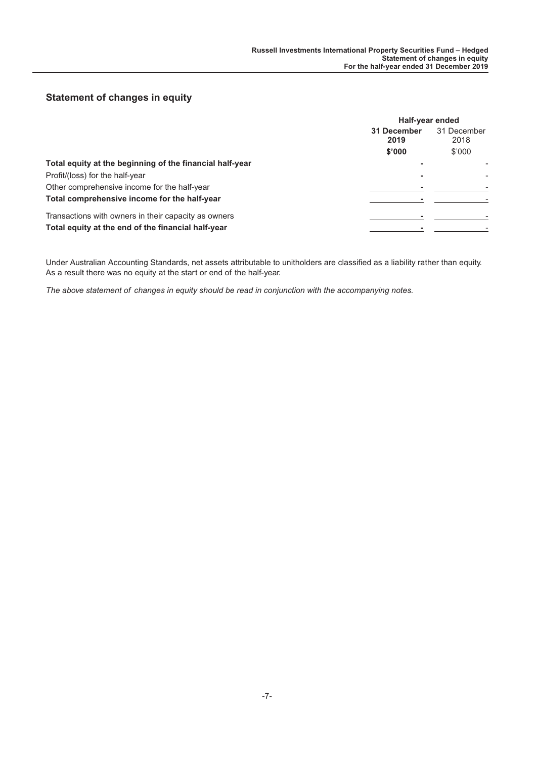## Statement of changes in equity

| | Half-year ended | |
|---|---|---|
| | **31 December 2019** | 31 December 2018 |
| | **$'000** | $'000 |
| **Total equity at the beginning of the financial half-year** | **-** | - |
| Profit/(loss) for the half-year | **-** | - |
| Other comprehensive income for the half-year | **-** | - |
| **Total comprehensive income for the half-year** | **-** | - |
| Transactions with owners in their capacity as owners | **-** | - |
| **Total equity at the end of the financial half-year** | **-** | - |

Under Australian Accounting Standards, net assets attributable to unitholders are classified as a liability rather than equity. As a result there was no equity at the start or end of the half-year.

*The above statement of changes in equity should be read in conjunction with the accompanying notes.*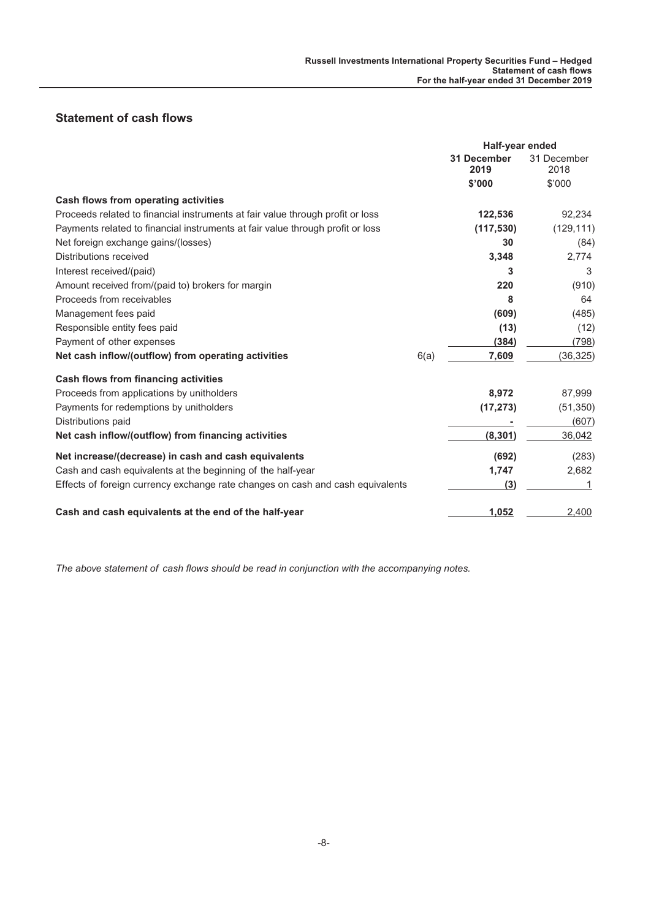## Statement of cash flows

| | | Half-year ended | |
|---|---|---|---|
| | | **31 December 2019** | 31 December 2018 |
| | | **$'000** | $'000 |
| **Cash flows from operating activities** | | | |
| Proceeds related to financial instruments at fair value through profit or loss | | **122,536** | 92,234 |
| Payments related to financial instruments at fair value through profit or loss | | **(117,530)** | (129,111) |
| Net foreign exchange gains/(losses) | | **30** | (84) |
| Distributions received | | **3,348** | 2,774 |
| Interest received/(paid) | | **3** | 3 |
| Amount received from/(paid to) brokers for margin | | **220** | (910) |
| Proceeds from receivables | | **8** | 64 |
| Management fees paid | | **(609)** | (485) |
| Responsible entity fees paid | | **(13)** | (12) |
| Payment of other expenses | | **(384)** | (798) |
| **Net cash inflow/(outflow) from operating activities** | 6(a) | **7,609** | (36,325) |
| **Cash flows from financing activities** | | | |
| Proceeds from applications by unitholders | | **8,972** | 87,999 |
| Payments for redemptions by unitholders | | **(17,273)** | (51,350) |
| Distributions paid | | **-** | (607) |
| **Net cash inflow/(outflow) from financing activities** | | **(8,301)** | 36,042 |
| **Net increase/(decrease) in cash and cash equivalents** | | **(692)** | (283) |
| Cash and cash equivalents at the beginning of the half-year | | **1,747** | 2,682 |
| Effects of foreign currency exchange rate changes on cash and cash equivalents | | **(3)** | 1 |
| **Cash and cash equivalents at the end of the half-year** | | **1,052** | 2,400 |

*The above statement of cash flows should be read in conjunction with the accompanying notes.*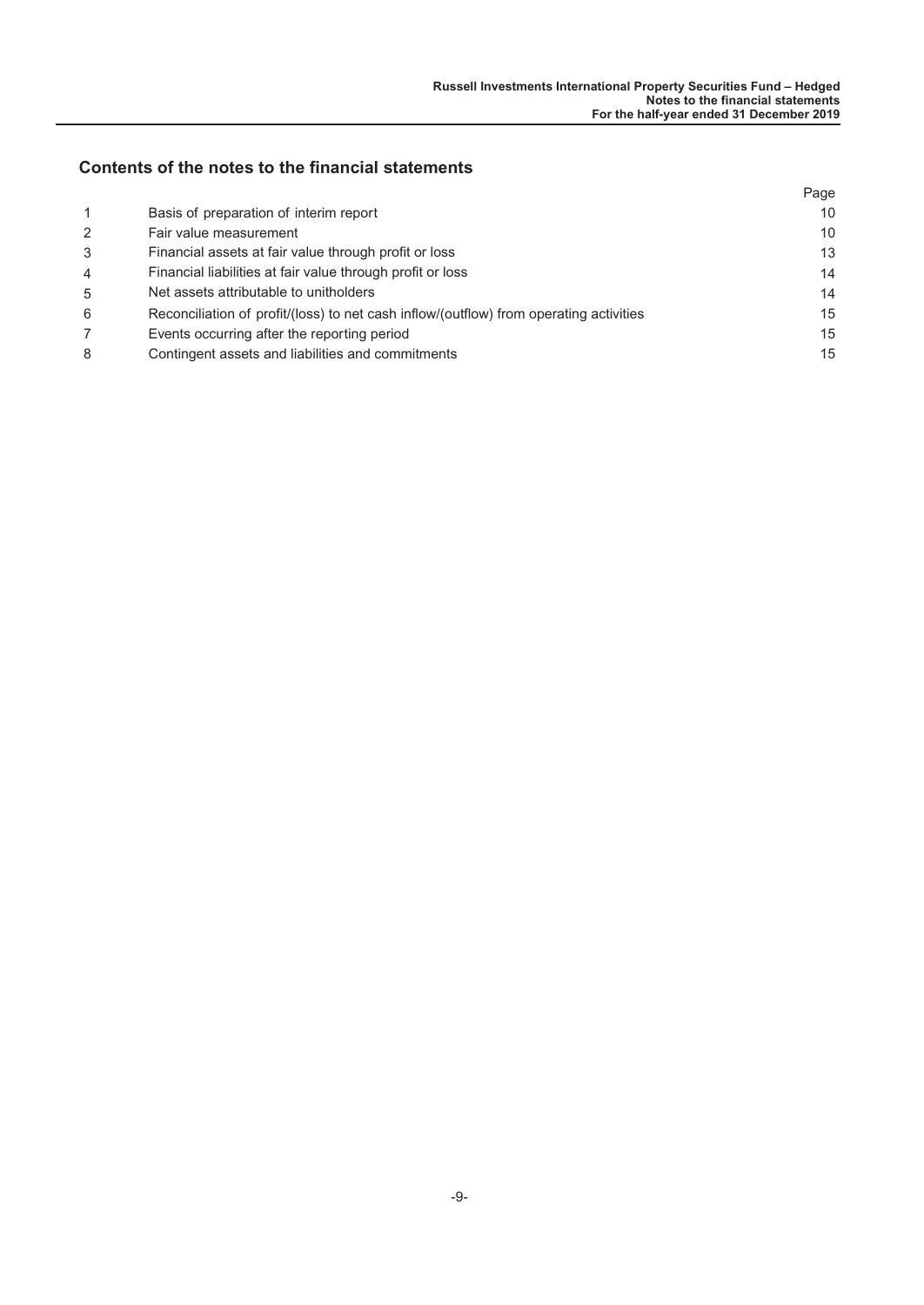## Contents of the notes to the financial statements

| | | Page |
|---|---|---|
| 1 | Basis of preparation of interim report | 10 |
| 2 | Fair value measurement | 10 |
| 3 | Financial assets at fair value through profit or loss | 13 |
| 4 | Financial liabilities at fair value through profit or loss | 14 |
| 5 | Net assets attributable to unitholders | 14 |
| 6 | Reconciliation of profit/(loss) to net cash inflow/(outflow) from operating activities | 15 |
| 7 | Events occurring after the reporting period | 15 |
| 8 | Contingent assets and liabilities and commitments | 15 |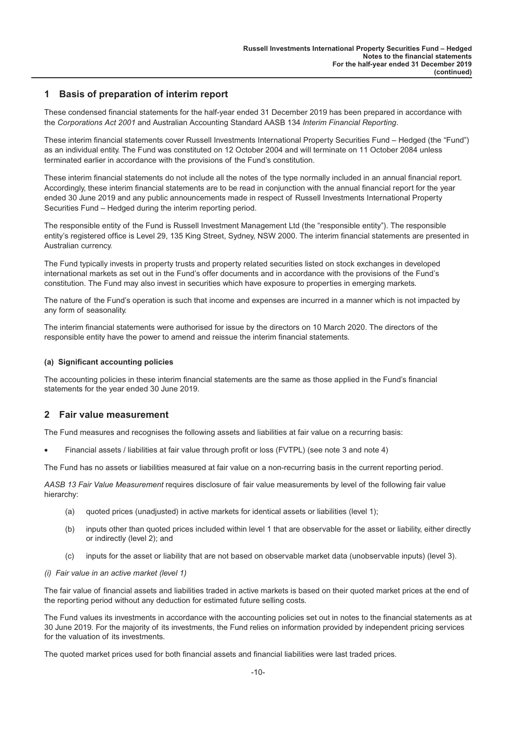## 1 Basis of preparation of interim report

These condensed financial statements for the half-year ended 31 December 2019 has been prepared in accordance with the *Corporations Act 2001* and Australian Accounting Standard AASB 134 *Interim Financial Reporting*.

These interim financial statements cover Russell Investments International Property Securities Fund – Hedged (the "Fund") as an individual entity. The Fund was constituted on 12 October 2004 and will terminate on 11 October 2084 unless terminated earlier in accordance with the provisions of the Fund's constitution.

These interim financial statements do not include all the notes of the type normally included in an annual financial report. Accordingly, these interim financial statements are to be read in conjunction with the annual financial report for the year ended 30 June 2019 and any public announcements made in respect of Russell Investments International Property Securities Fund – Hedged during the interim reporting period.

The responsible entity of the Fund is Russell Investment Management Ltd (the "responsible entity"). The responsible entity's registered office is Level 29, 135 King Street, Sydney, NSW 2000. The interim financial statements are presented in Australian currency.

The Fund typically invests in property trusts and property related securities listed on stock exchanges in developed international markets as set out in the Fund's offer documents and in accordance with the provisions of the Fund's constitution. The Fund may also invest in securities which have exposure to properties in emerging markets.

The nature of the Fund's operation is such that income and expenses are incurred in a manner which is not impacted by any form of seasonality.

The interim financial statements were authorised for issue by the directors on 10 March 2020. The directors of the responsible entity have the power to amend and reissue the interim financial statements.

#### (a) Significant accounting policies

The accounting policies in these interim financial statements are the same as those applied in the Fund's financial statements for the year ended 30 June 2019.

## 2 Fair value measurement

The Fund measures and recognises the following assets and liabilities at fair value on a recurring basis:

- Financial assets / liabilities at fair value through profit or loss (FVTPL) (see note 3 and note 4)

The Fund has no assets or liabilities measured at fair value on a non-recurring basis in the current reporting period.

*AASB 13 Fair Value Measurement* requires disclosure of fair value measurements by level of the following fair value hierarchy:

(a) quoted prices (unadjusted) in active markets for identical assets or liabilities (level 1);

(b) inputs other than quoted prices included within level 1 that are observable for the asset or liability, either directly or indirectly (level 2); and

(c) inputs for the asset or liability that are not based on observable market data (unobservable inputs) (level 3).

*(i) Fair value in an active market (level 1)*

The fair value of financial assets and liabilities traded in active markets is based on their quoted market prices at the end of the reporting period without any deduction for estimated future selling costs.

The Fund values its investments in accordance with the accounting policies set out in notes to the financial statements as at 30 June 2019. For the majority of its investments, the Fund relies on information provided by independent pricing services for the valuation of its investments.

The quoted market prices used for both financial assets and financial liabilities were last traded prices.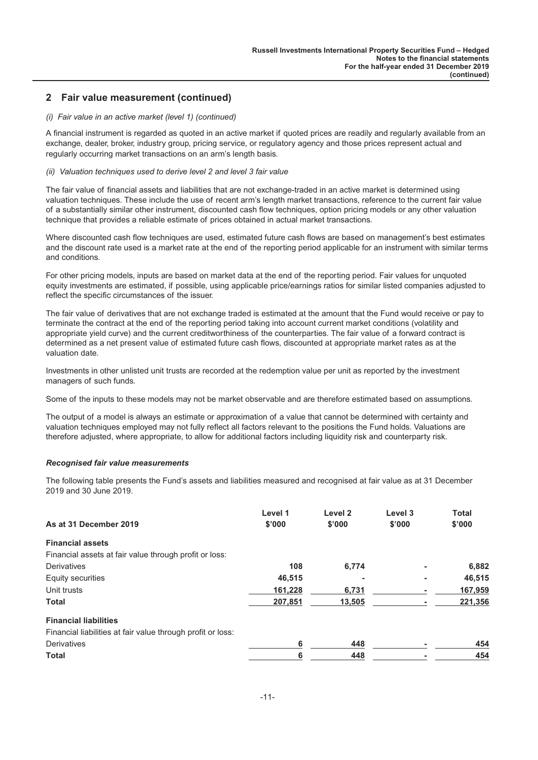## 2 Fair value measurement (continued)

*(i) Fair value in an active market (level 1) (continued)*

A financial instrument is regarded as quoted in an active market if quoted prices are readily and regularly available from an exchange, dealer, broker, industry group, pricing service, or regulatory agency and those prices represent actual and regularly occurring market transactions on an arm's length basis.

*(ii) Valuation techniques used to derive level 2 and level 3 fair value*

The fair value of financial assets and liabilities that are not exchange-traded in an active market is determined using valuation techniques. These include the use of recent arm's length market transactions, reference to the current fair value of a substantially similar other instrument, discounted cash flow techniques, option pricing models or any other valuation technique that provides a reliable estimate of prices obtained in actual market transactions.

Where discounted cash flow techniques are used, estimated future cash flows are based on management's best estimates and the discount rate used is a market rate at the end of the reporting period applicable for an instrument with similar terms and conditions.

For other pricing models, inputs are based on market data at the end of the reporting period. Fair values for unquoted equity investments are estimated, if possible, using applicable price/earnings ratios for similar listed companies adjusted to reflect the specific circumstances of the issuer.

The fair value of derivatives that are not exchange traded is estimated at the amount that the Fund would receive or pay to terminate the contract at the end of the reporting period taking into account current market conditions (volatility and appropriate yield curve) and the current creditworthiness of the counterparties. The fair value of a forward contract is determined as a net present value of estimated future cash flows, discounted at appropriate market rates as at the valuation date.

Investments in other unlisted unit trusts are recorded at the redemption value per unit as reported by the investment managers of such funds.

Some of the inputs to these models may not be market observable and are therefore estimated based on assumptions.

The output of a model is always an estimate or approximation of a value that cannot be determined with certainty and valuation techniques employed may not fully reflect all factors relevant to the positions the Fund holds. Valuations are therefore adjusted, where appropriate, to allow for additional factors including liquidity risk and counterparty risk.

***Recognised fair value measurements***

The following table presents the Fund's assets and liabilities measured and recognised at fair value as at 31 December 2019 and 30 June 2019.

| As at 31 December 2019 | Level 1 $'000 | Level 2 $'000 | Level 3 $'000 | Total $'000 |
|---|---|---|---|---|
| **Financial assets** | | | | |
| Financial assets at fair value through profit or loss: | | | | |
| Derivatives | **108** | **6,774** | **-** | **6,882** |
| Equity securities | **46,515** | **-** | **-** | **46,515** |
| Unit trusts | **161,228** | **6,731** | **-** | **167,959** |
| **Total** | **207,851** | **13,505** | **-** | **221,356** |
| **Financial liabilities** | | | | |
| Financial liabilities at fair value through profit or loss: | | | | |
| Derivatives | **6** | **448** | **-** | **454** |
| **Total** | **6** | **448** | **-** | **454** |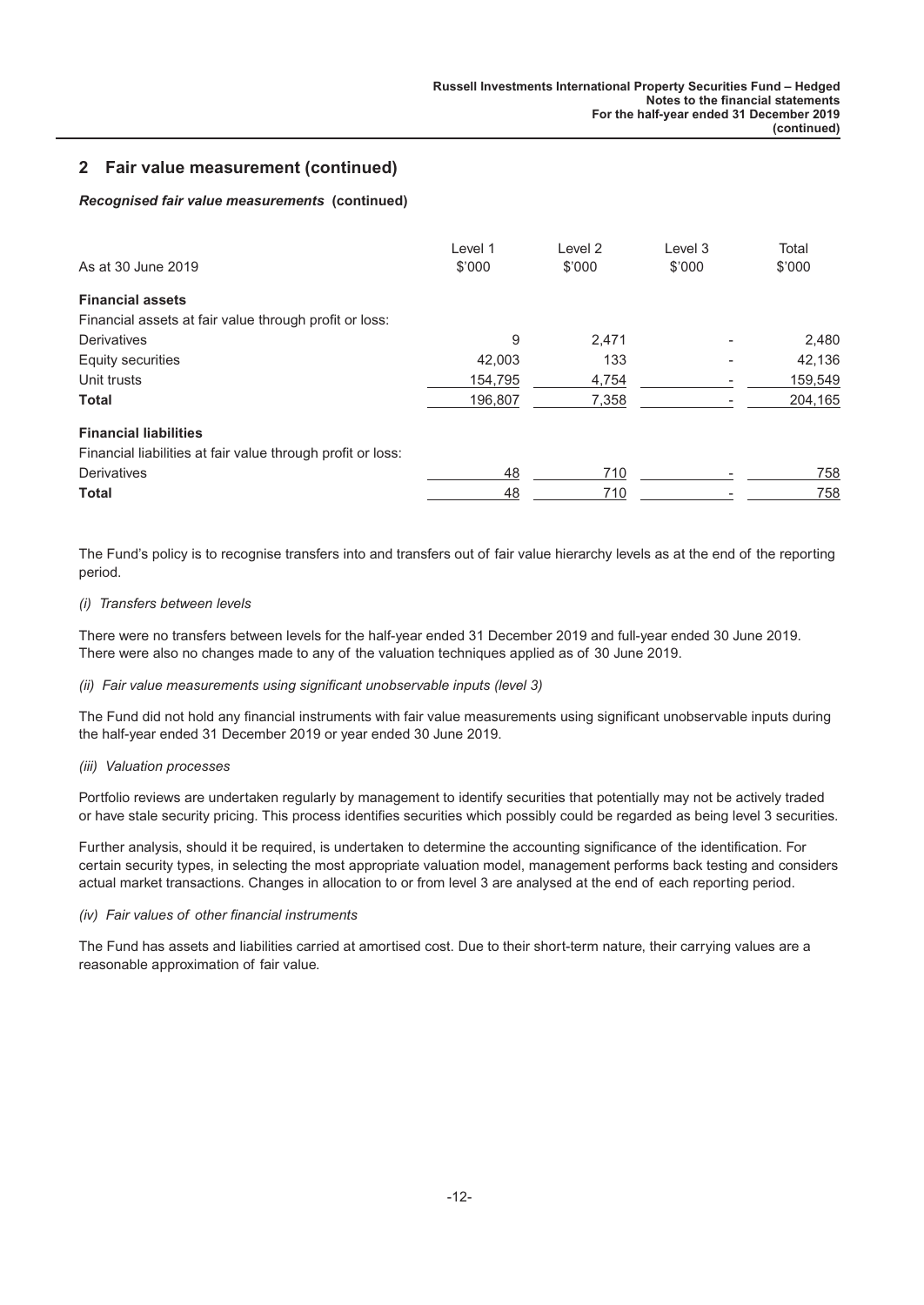## 2 Fair value measurement (continued)

***Recognised fair value measurements* (continued)**

| As at 30 June 2019 | Level 1 $'000 | Level 2 $'000 | Level 3 $'000 | Total $'000 |
|---|---|---|---|---|
| **Financial assets** | | | | |
| Financial assets at fair value through profit or loss: | | | | |
| Derivatives | 9 | 2,471 | - | 2,480 |
| Equity securities | 42,003 | 133 | - | 42,136 |
| Unit trusts | 154,795 | 4,754 | - | 159,549 |
| **Total** | 196,807 | 7,358 | - | 204,165 |
| **Financial liabilities** | | | | |
| Financial liabilities at fair value through profit or loss: | | | | |
| Derivatives | 48 | 710 | - | 758 |
| **Total** | 48 | 710 | - | 758 |

The Fund's policy is to recognise transfers into and transfers out of fair value hierarchy levels as at the end of the reporting period.

*(i) Transfers between levels*

There were no transfers between levels for the half-year ended 31 December 2019 and full-year ended 30 June 2019. There were also no changes made to any of the valuation techniques applied as of 30 June 2019.

*(ii) Fair value measurements using significant unobservable inputs (level 3)*

The Fund did not hold any financial instruments with fair value measurements using significant unobservable inputs during the half-year ended 31 December 2019 or year ended 30 June 2019.

*(iii) Valuation processes*

Portfolio reviews are undertaken regularly by management to identify securities that potentially may not be actively traded or have stale security pricing. This process identifies securities which possibly could be regarded as being level 3 securities.

Further analysis, should it be required, is undertaken to determine the accounting significance of the identification. For certain security types, in selecting the most appropriate valuation model, management performs back testing and considers actual market transactions. Changes in allocation to or from level 3 are analysed at the end of each reporting period.

*(iv) Fair values of other financial instruments*

The Fund has assets and liabilities carried at amortised cost. Due to their short-term nature, their carrying values are a reasonable approximation of fair value.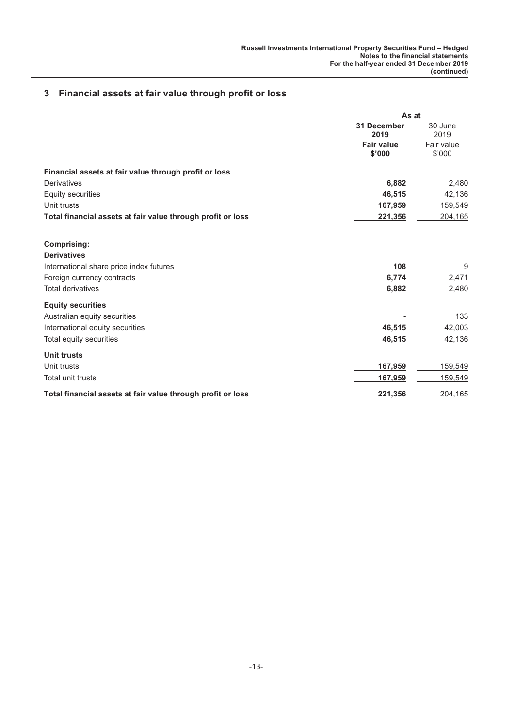## 3 Financial assets at fair value through profit or loss

| | As at | |
|---|---|---|
| | **31 December 2019** | 30 June 2019 |
| | **Fair value $'000** | Fair value $'000 |
| **Financial assets at fair value through profit or loss** | | |
| Derivatives | **6,882** | 2,480 |
| Equity securities | **46,515** | 42,136 |
| Unit trusts | **167,959** | 159,549 |
| **Total financial assets at fair value through profit or loss** | **221,356** | 204,165 |
| | | |
| **Comprising:** | | |
| **Derivatives** | | |
| International share price index futures | **108** | 9 |
| Foreign currency contracts | **6,774** | 2,471 |
| Total derivatives | **6,882** | 2,480 |
| **Equity securities** | | |
| Australian equity securities | **-** | 133 |
| International equity securities | **46,515** | 42,003 |
| Total equity securities | **46,515** | 42,136 |
| **Unit trusts** | | |
| Unit trusts | **167,959** | 159,549 |
| Total unit trusts | **167,959** | 159,549 |
| **Total financial assets at fair value through profit or loss** | **221,356** | 204,165 |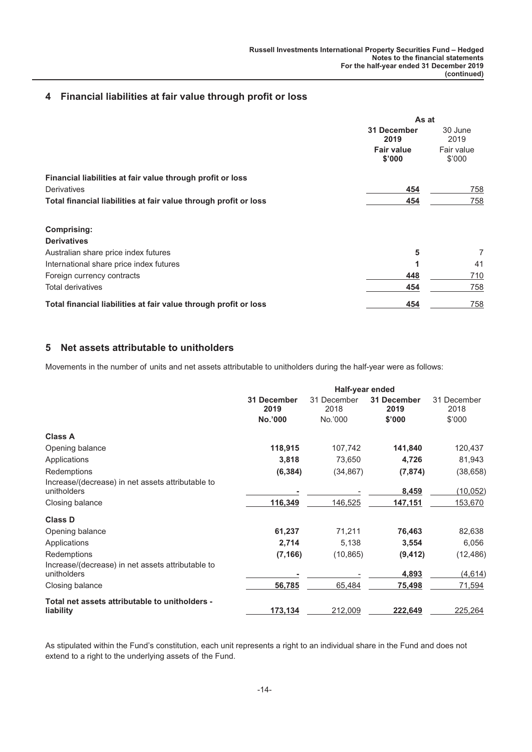## 4 Financial liabilities at fair value through profit or loss

| | As at | |
|---|---|---|
| | **31 December 2019** | 30 June 2019 |
| | **Fair value \$'000** | Fair value \$'000 |
| **Financial liabilities at fair value through profit or loss** | | |
| Derivatives | **454** | 758 |
| **Total financial liabilities at fair value through profit or loss** | **454** | 758 |
| | | |
| **Comprising:** | | |
| **Derivatives** | | |
| Australian share price index futures | **5** | 7 |
| International share price index futures | **1** | 41 |
| Foreign currency contracts | **448** | 710 |
| Total derivatives | **454** | 758 |
| **Total financial liabilities at fair value through profit or loss** | **454** | 758 |

## 5 Net assets attributable to unitholders

Movements in the number of units and net assets attributable to unitholders during the half-year were as follows:

| | Half-year ended | | | |
|---|---|---|---|---|
| | **31 December 2019** | 31 December 2018 | **31 December 2019** | 31 December 2018 |
| | **No.'000** | No.'000 | **\$'000** | \$'000 |
| **Class A** | | | | |
| Opening balance | **118,915** | 107,742 | **141,840** | 120,437 |
| Applications | **3,818** | 73,650 | **4,726** | 81,943 |
| Redemptions | **(6,384)** | (34,867) | **(7,874)** | (38,658) |
| Increase/(decrease) in net assets attributable to unitholders | **-** | - | **8,459** | (10,052) |
| Closing balance | **116,349** | 146,525 | **147,151** | 153,670 |
| **Class D** | | | | |
| Opening balance | **61,237** | 71,211 | **76,463** | 82,638 |
| Applications | **2,714** | 5,138 | **3,554** | 6,056 |
| Redemptions | **(7,166)** | (10,865) | **(9,412)** | (12,486) |
| Increase/(decrease) in net assets attributable to unitholders | **-** | - | **4,893** | (4,614) |
| Closing balance | **56,785** | 65,484 | **75,498** | 71,594 |
| **Total net assets attributable to unitholders - liability** | **173,134** | 212,009 | **222,649** | 225,264 |

As stipulated within the Fund's constitution, each unit represents a right to an individual share in the Fund and does not extend to a right to the underlying assets of the Fund.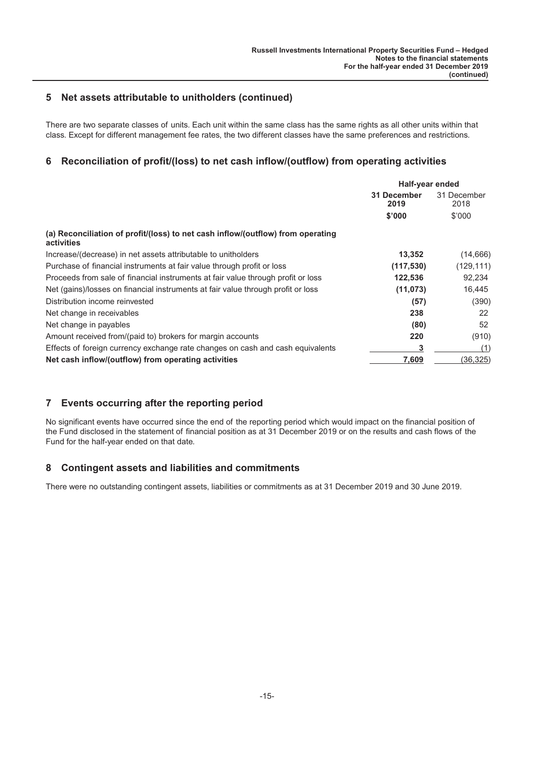## 5 Net assets attributable to unitholders (continued)

There are two separate classes of units. Each unit within the same class has the same rights as all other units within that class. Except for different management fee rates, the two different classes have the same preferences and restrictions.

## 6 Reconciliation of profit/(loss) to net cash inflow/(outflow) from operating activities

| | Half-year ended | |
|---|---|---|
| | **31 December 2019** | 31 December 2018 |
| | **$'000** | $'000 |
| **(a) Reconciliation of profit/(loss) to net cash inflow/(outflow) from operating activities** | | |
| Increase/(decrease) in net assets attributable to unitholders | **13,352** | (14,666) |
| Purchase of financial instruments at fair value through profit or loss | **(117,530)** | (129,111) |
| Proceeds from sale of financial instruments at fair value through profit or loss | **122,536** | 92,234 |
| Net (gains)/losses on financial instruments at fair value through profit or loss | **(11,073)** | 16,445 |
| Distribution income reinvested | **(57)** | (390) |
| Net change in receivables | **238** | 22 |
| Net change in payables | **(80)** | 52 |
| Amount received from/(paid to) brokers for margin accounts | **220** | (910) |
| Effects of foreign currency exchange rate changes on cash and cash equivalents | **3** | (1) |
| **Net cash inflow/(outflow) from operating activities** | **7,609** | (36,325) |

## 7 Events occurring after the reporting period

No significant events have occurred since the end of the reporting period which would impact on the financial position of the Fund disclosed in the statement of financial position as at 31 December 2019 or on the results and cash flows of the Fund for the half-year ended on that date.

## 8 Contingent assets and liabilities and commitments

There were no outstanding contingent assets, liabilities or commitments as at 31 December 2019 and 30 June 2019.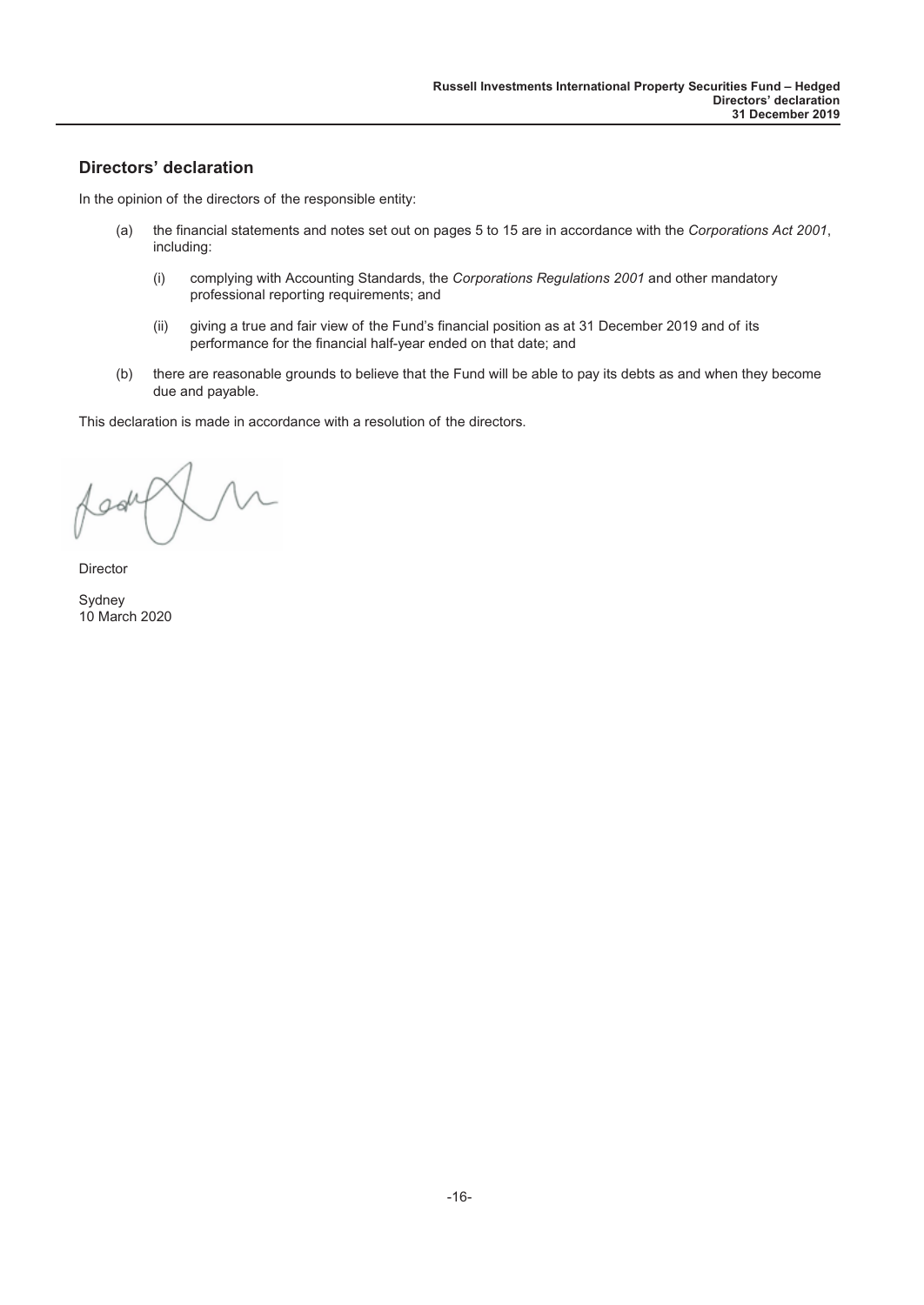## Directors' declaration

In the opinion of the directors of the responsible entity:

(a) the financial statements and notes set out on pages 5 to 15 are in accordance with the *Corporations Act 2001*, including:

   (i) complying with Accounting Standards, the *Corporations Regulations 2001* and other mandatory professional reporting requirements; and

   (ii) giving a true and fair view of the Fund's financial position as at 31 December 2019 and of its performance for the financial half-year ended on that date; and

(b) there are reasonable grounds to believe that the Fund will be able to pay its debts as and when they become due and payable.

This declaration is made in accordance with a resolution of the directors.

Director

Sydney
10 March 2020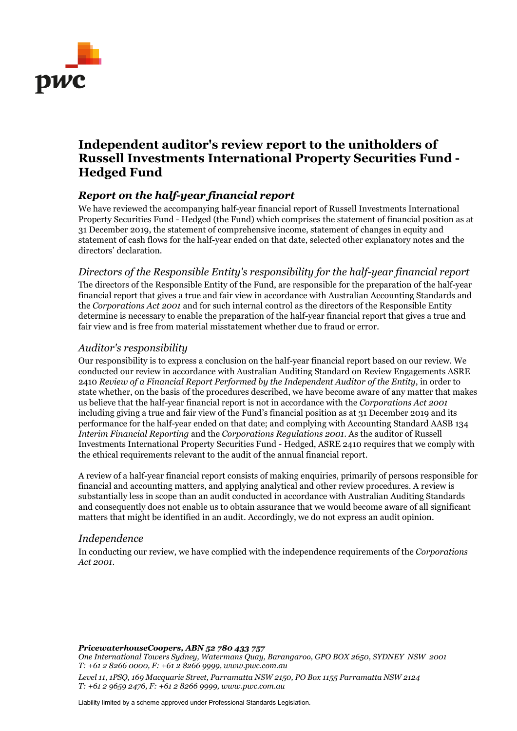# Independent auditor's review report to the unitholders of Russell Investments International Property Securities Fund - Hedged Fund

## *Report on the half-year financial report*

We have reviewed the accompanying half-year financial report of Russell Investments International Property Securities Fund - Hedged (the Fund) which comprises the statement of financial position as at 31 December 2019, the statement of comprehensive income, statement of changes in equity and statement of cash flows for the half-year ended on that date, selected other explanatory notes and the directors' declaration.

### *Directors of the Responsible Entity's responsibility for the half-year financial report*

The directors of the Responsible Entity of the Fund, are responsible for the preparation of the half-year financial report that gives a true and fair view in accordance with Australian Accounting Standards and the *Corporations Act 2001* and for such internal control as the directors of the Responsible Entity determine is necessary to enable the preparation of the half-year financial report that gives a true and fair view and is free from material misstatement whether due to fraud or error.

### *Auditor's responsibility*

Our responsibility is to express a conclusion on the half-year financial report based on our review. We conducted our review in accordance with Australian Auditing Standard on Review Engagements ASRE 2410 *Review of a Financial Report Performed by the Independent Auditor of the Entity*, in order to state whether, on the basis of the procedures described, we have become aware of any matter that makes us believe that the half-year financial report is not in accordance with the *Corporations Act 2001* including giving a true and fair view of the Fund's financial position as at 31 December 2019 and its performance for the half-year ended on that date; and complying with Accounting Standard AASB 134 *Interim Financial Reporting* and the *Corporations Regulations 2001*. As the auditor of Russell Investments International Property Securities Fund - Hedged, ASRE 2410 requires that we comply with the ethical requirements relevant to the audit of the annual financial report.

A review of a half-year financial report consists of making enquiries, primarily of persons responsible for financial and accounting matters, and applying analytical and other review procedures. A review is substantially less in scope than an audit conducted in accordance with Australian Auditing Standards and consequently does not enable us to obtain assurance that we would become aware of all significant matters that might be identified in an audit. Accordingly, we do not express an audit opinion.

### *Independence*

In conducting our review, we have complied with the independence requirements of the *Corporations Act 2001*.

***PricewaterhouseCoopers, ABN 52 780 433 757***
*One International Towers Sydney, Watermans Quay, Barangaroo, GPO BOX 2650, SYDNEY NSW 2001*
*T: +61 2 8266 0000, F: +61 2 8266 9999, www.pwc.com.au*

*Level 11, 1PSQ, 169 Macquarie Street, Parramatta NSW 2150, PO Box 1155 Parramatta NSW 2124*
*T: +61 2 9659 2476, F: +61 2 8266 9999, www.pwc.com.au*

Liability limited by a scheme approved under Professional Standards Legislation.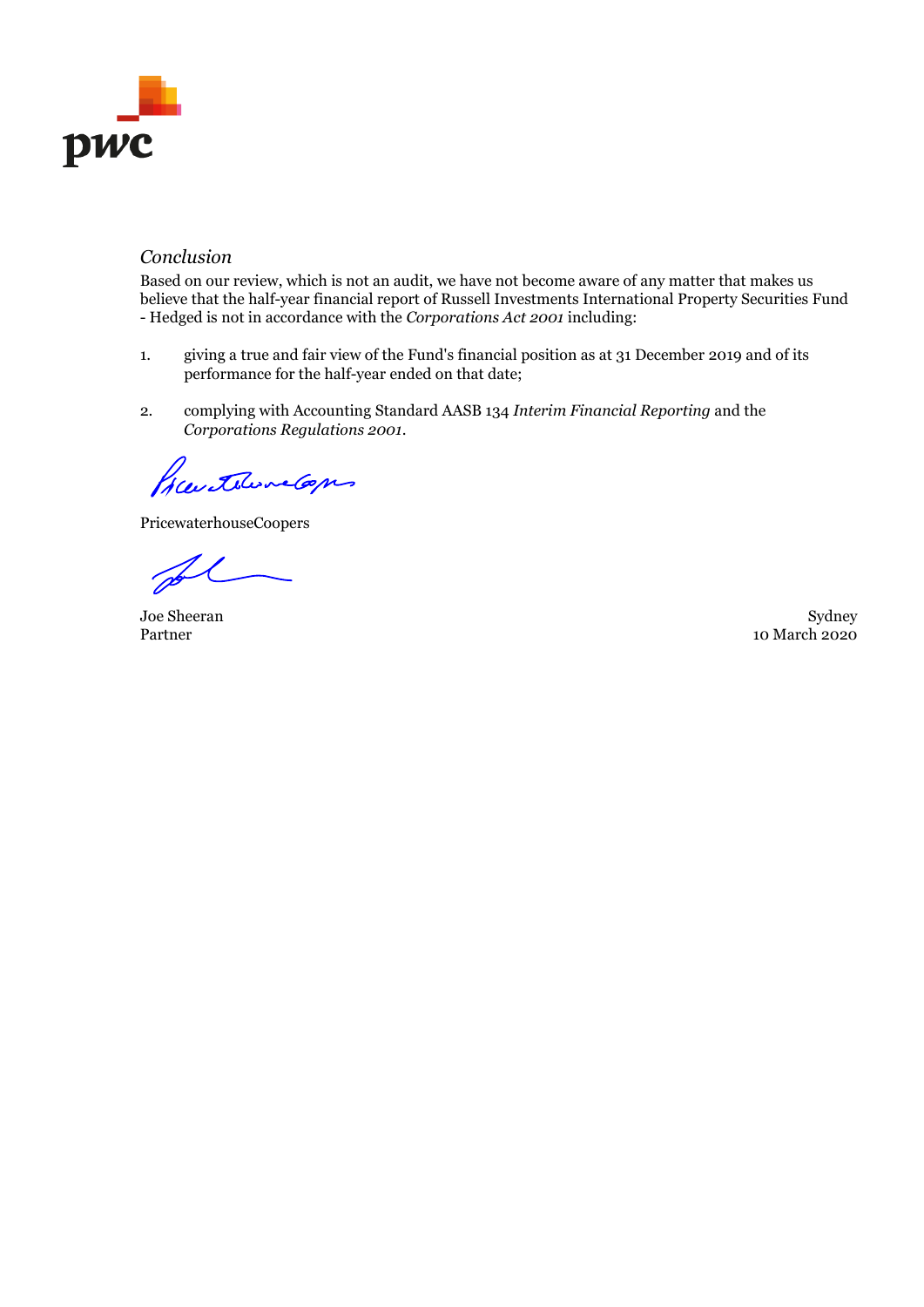*Conclusion*

Based on our review, which is not an audit, we have not become aware of any matter that makes us believe that the half-year financial report of Russell Investments International Property Securities Fund - Hedged is not in accordance with the *Corporations Act 2001* including:

1. giving a true and fair view of the Fund's financial position as at 31 December 2019 and of its performance for the half-year ended on that date;

2. complying with Accounting Standard AASB 134 *Interim Financial Reporting* and the *Corporations Regulations 2001*.

PricewaterhouseCoopers

Joe Sheeran
Partner

Sydney
10 March 2020